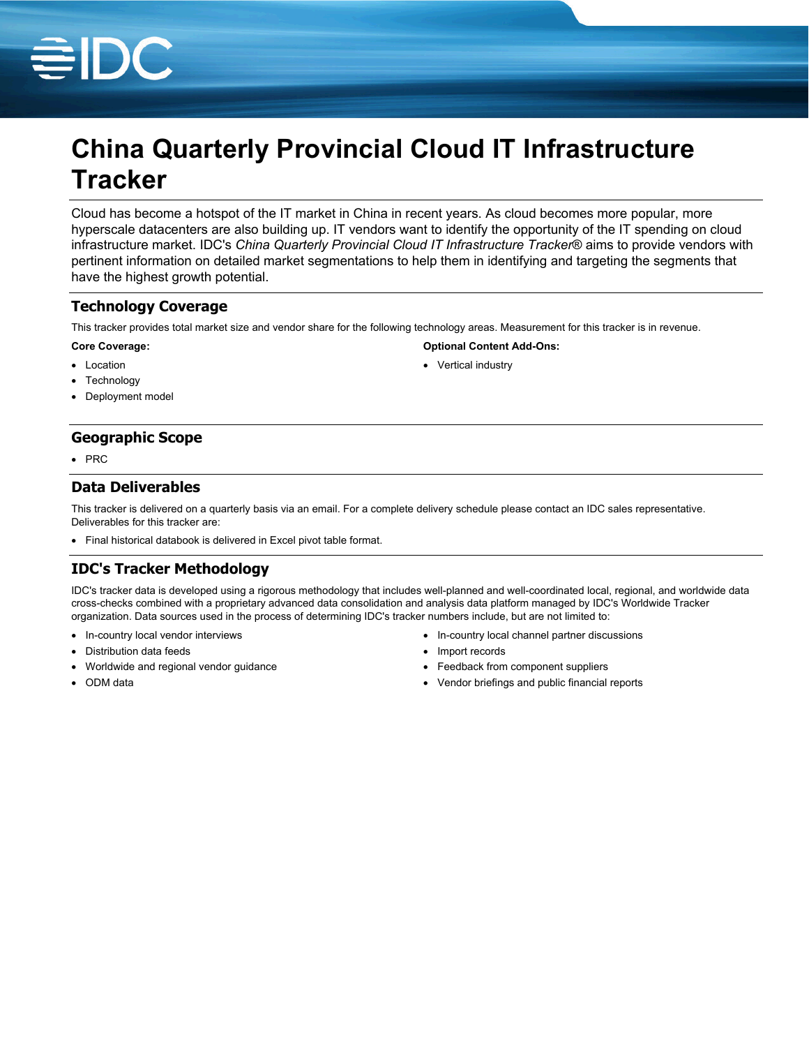# China Quarterly Provincial Cloud IT Infrastructure Tracker

Cloud has become a hotspot of the IT market in China in recent years. As cloud becomes more popular, more hyperscale datacenters are also building up. IT vendors want to identify the opportunity of the IT spending on cloud infrastructure market. IDC's *China Quarterly Provincial Cloud IT Infrastructure Tracker*® aims to provide vendors with pertinent information on detailed market segmentations to help them in identifying and targeting the segments that have the highest growth potential.

## Technology Coverage

This tracker provides total market size and vendor share for the following technology areas. Measurement for this tracker is in revenue.

**Core Coverage:**

- Location
- Technology
- Deployment model

**Optional Content Add-Ons:**

- Vertical industry

## Geographic Scope

- PRC

## Data Deliverables

This tracker is delivered on a quarterly basis via an email. For a complete delivery schedule please contact an IDC sales representative. Deliverables for this tracker are:

- Final historical databook is delivered in Excel pivot table format.

## IDC's Tracker Methodology

IDC's tracker data is developed using a rigorous methodology that includes well-planned and well-coordinated local, regional, and worldwide data cross-checks combined with a proprietary advanced data consolidation and analysis data platform managed by IDC's Worldwide Tracker organization. Data sources used in the process of determining IDC's tracker numbers include, but are not limited to:

- In-country local vendor interviews
- Distribution data feeds
- Worldwide and regional vendor guidance
- ODM data
- In-country local channel partner discussions
- Import records
- Feedback from component suppliers
- Vendor briefings and public financial reports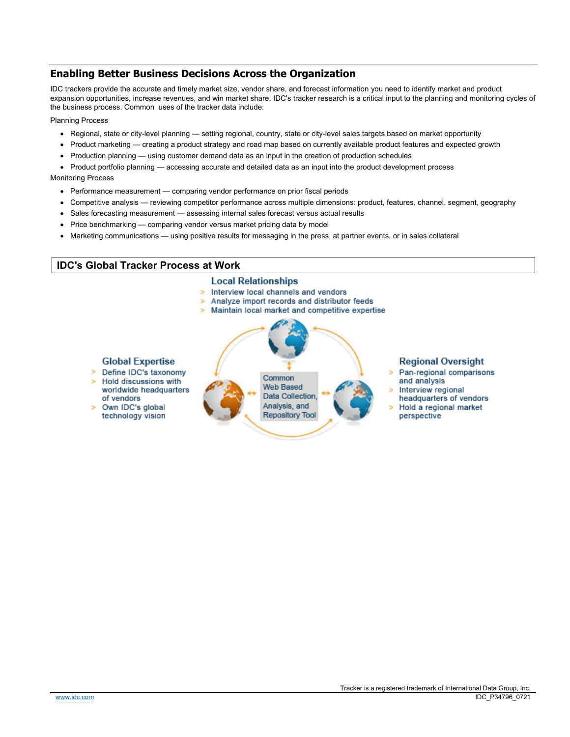## Enabling Better Business Decisions Across the Organization

IDC trackers provide the accurate and timely market size, vendor share, and forecast information you need to identify market and product expansion opportunities, increase revenues, and win market share. IDC's tracker research is a critical input to the planning and monitoring cycles of the business process. Common uses of the tracker data include:

Planning Process

- Regional, state or city-level planning — setting regional, country, state or city-level sales targets based on market opportunity
- Product marketing — creating a product strategy and road map based on currently available product features and expected growth
- Production planning — using customer demand data as an input in the creation of production schedules
- Product portfolio planning — accessing accurate and detailed data as an input into the product development process

Monitoring Process

- Performance measurement — comparing vendor performance on prior fiscal periods
- Competitive analysis — reviewing competitor performance across multiple dimensions: product, features, channel, segment, geography
- Sales forecasting measurement — assessing internal sales forecast versus actual results
- Price benchmarking — comparing vendor versus market pricing data by model
- Marketing communications — using positive results for messaging in the press, at partner events, or in sales collateral

## IDC's Global Tracker Process at Work

Local Relationships
- Interview local channels and vendors
- Analyze import records and distributor feeds
- Maintain local market and competitive expertise

Global Expertise
- Define IDC's taxonomy
- Hold discussions with worldwide headquarters of vendors
- Own IDC's global technology vision

Common Web Based Data Collection, Analysis, and Repository Tool

Regional Oversight
- Pan-regional comparisons and analysis
- Interview regional headquarters of vendors
- Hold a regional market perspective

Tracker is a registered trademark of International Data Group, Inc.

www.idc.com

IDC_P34796_0721